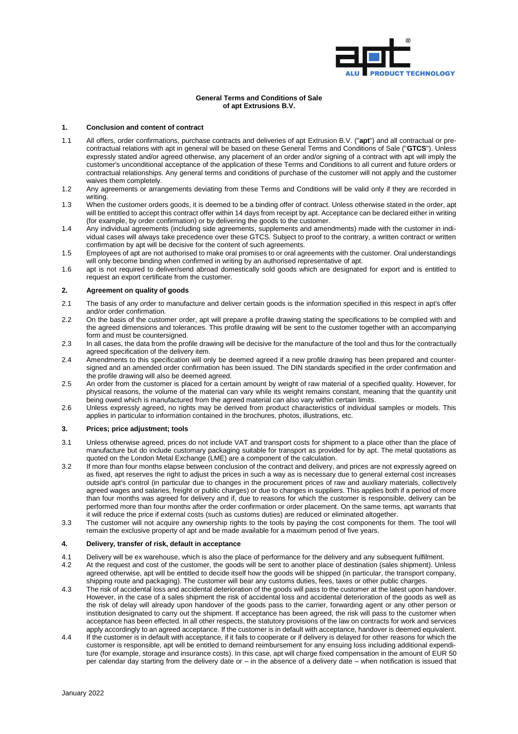**General Terms and Conditions of Sale of apt Extrusions B.V.**

## 1. Conclusion and content of contract

1.1 All offers, order confirmations, purchase contracts and deliveries of apt Extrusion B.V. ("**apt**") and all contractual or pre-contractual relations with apt in general will be based on these General Terms and Conditions of Sale ("**GTCS**"). Unless expressly stated and/or agreed otherwise, any placement of an order and/or signing of a contract with apt will imply the customer's unconditional acceptance of the application of these Terms and Conditions to all current and future orders or contractual relationships. Any general terms and conditions of purchase of the customer will not apply and the customer waives them completely.

1.2 Any agreements or arrangements deviating from these Terms and Conditions will be valid only if they are recorded in writing.

1.3 When the customer orders goods, it is deemed to be a binding offer of contract. Unless otherwise stated in the order, apt will be entitled to accept this contract offer within 14 days from receipt by apt. Acceptance can be declared either in writing (for example, by order confirmation) or by delivering the goods to the customer.

1.4 Any individual agreements (including side agreements, supplements and amendments) made with the customer in individual cases will always take precedence over these GTCS. Subject to proof to the contrary, a written contract or written confirmation by apt will be decisive for the content of such agreements.

1.5 Employees of apt are not authorised to make oral promises to or oral agreements with the customer. Oral understandings will only become binding when confirmed in writing by an authorised representative of apt.

1.6 apt is not required to deliver/send abroad domestically sold goods which are designated for export and is entitled to request an export certificate from the customer.

## 2. Agreement on quality of goods

2.1 The basis of any order to manufacture and deliver certain goods is the information specified in this respect in apt's offer and/or order confirmation.

2.2 On the basis of the customer order, apt will prepare a profile drawing stating the specifications to be complied with and the agreed dimensions and tolerances. This profile drawing will be sent to the customer together with an accompanying form and must be countersigned.

2.3 In all cases, the data from the profile drawing will be decisive for the manufacture of the tool and thus for the contractually agreed specification of the delivery item.

2.4 Amendments to this specification will only be deemed agreed if a new profile drawing has been prepared and countersigned and an amended order confirmation has been issued. The DIN standards specified in the order confirmation and the profile drawing will also be deemed agreed.

2.5 An order from the customer is placed for a certain amount by weight of raw material of a specified quality. However, for physical reasons, the volume of the material can vary while its weight remains constant, meaning that the quantity unit being owed which is manufactured from the agreed material can also vary within certain limits.

2.6 Unless expressly agreed, no rights may be derived from product characteristics of individual samples or models. This applies in particular to information contained in the brochures, photos, illustrations, etc.

## 3. Prices; price adjustment; tools

3.1 Unless otherwise agreed, prices do not include VAT and transport costs for shipment to a place other than the place of manufacture but do include customary packaging suitable for transport as provided for by apt. The metal quotations as quoted on the London Metal Exchange (LME) are a component of the calculation.

3.2 If more than four months elapse between conclusion of the contract and delivery, and prices are not expressly agreed on as fixed, apt reserves the right to adjust the prices in such a way as is necessary due to general external cost increases outside apt's control (in particular due to changes in the procurement prices of raw and auxiliary materials, collectively agreed wages and salaries, freight or public charges) or due to changes in suppliers. This applies both if a period of more than four months was agreed for delivery and if, due to reasons for which the customer is responsible, delivery can be performed more than four months after the order confirmation or order placement. On the same terms, apt warrants that it will reduce the price if external costs (such as customs duties) are reduced or eliminated altogether.

3.3 The customer will not acquire any ownership rights to the tools by paying the cost components for them. The tool will remain the exclusive property of apt and be made available for a maximum period of five years.

## 4. Delivery, transfer of risk, default in acceptance

4.1 Delivery will be ex warehouse, which is also the place of performance for the delivery and any subsequent fulfilment.

4.2 At the request and cost of the customer, the goods will be sent to another place of destination (sales shipment). Unless agreed otherwise, apt will be entitled to decide itself how the goods will be shipped (in particular, the transport company, shipping route and packaging). The customer will bear any customs duties, fees, taxes or other public charges.

4.3 The risk of accidental loss and accidental deterioration of the goods will pass to the customer at the latest upon handover. However, in the case of a sales shipment the risk of accidental loss and accidental deterioration of the goods as well as the risk of delay will already upon handover of the goods pass to the carrier, forwarding agent or any other person or institution designated to carry out the shipment. If acceptance has been agreed, the risk will pass to the customer when acceptance has been effected. In all other respects, the statutory provisions of the law on contracts for work and services apply accordingly to an agreed acceptance. If the customer is in default with acceptance, handover is deemed equivalent.

4.4 If the customer is in default with acceptance, if it fails to cooperate or if delivery is delayed for other reasons for which the customer is responsible, apt will be entitled to demand reimbursement for any ensuing loss including additional expenditure (for example, storage and insurance costs). In this case, apt will charge fixed compensation in the amount of EUR 50 per calendar day starting from the delivery date or – in the absence of a delivery date – when notification is issued that

January 2022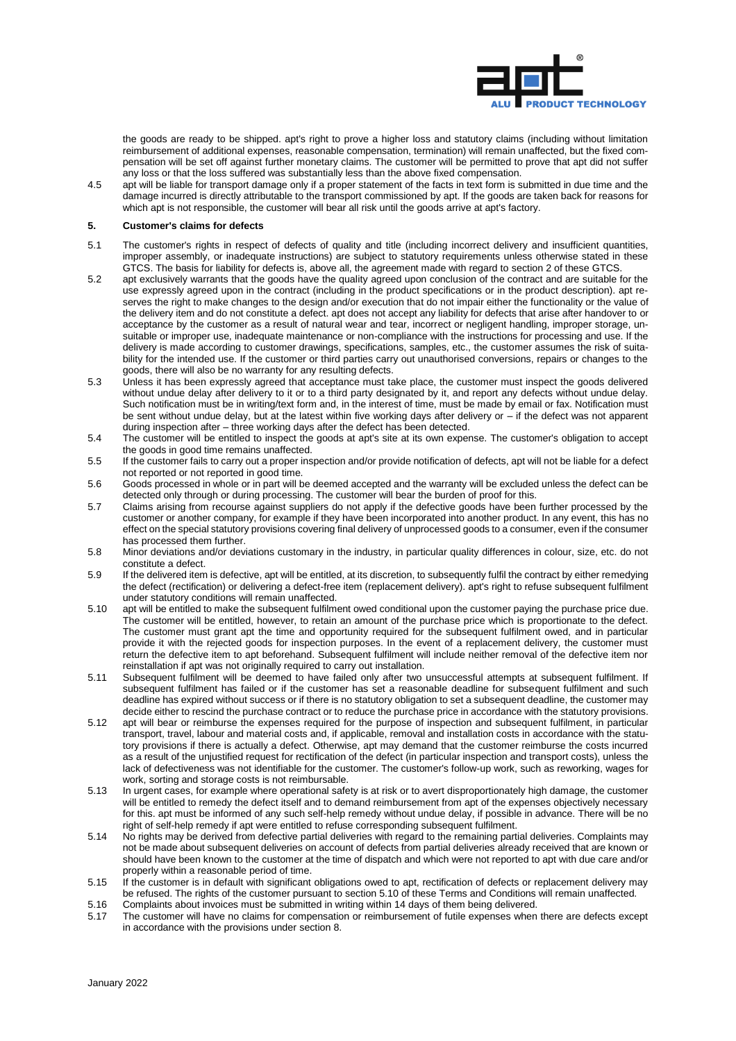the goods are ready to be shipped. apt's right to prove a higher loss and statutory claims (including without limitation reimbursement of additional expenses, reasonable compensation, termination) will remain unaffected, but the fixed compensation will be set off against further monetary claims. The customer will be permitted to prove that apt did not suffer any loss or that the loss suffered was substantially less than the above fixed compensation.

4.5 apt will be liable for transport damage only if a proper statement of the facts in text form is submitted in due time and the damage incurred is directly attributable to the transport commissioned by apt. If the goods are taken back for reasons for which apt is not responsible, the customer will bear all risk until the goods arrive at apt's factory.

## 5. Customer's claims for defects

5.1 The customer's rights in respect of defects of quality and title (including incorrect delivery and insufficient quantities, improper assembly, or inadequate instructions) are subject to statutory requirements unless otherwise stated in these GTCS. The basis for liability for defects is, above all, the agreement made with regard to section 2 of these GTCS.

5.2 apt exclusively warrants that the goods have the quality agreed upon conclusion of the contract and are suitable for the use expressly agreed upon in the contract (including in the product specifications or in the product description). apt reserves the right to make changes to the design and/or execution that do not impair either the functionality or the value of the delivery item and do not constitute a defect. apt does not accept any liability for defects that arise after handover to or acceptance by the customer as a result of natural wear and tear, incorrect or negligent handling, improper storage, unsuitable or improper use, inadequate maintenance or non-compliance with the instructions for processing and use. If the delivery is made according to customer drawings, specifications, samples, etc., the customer assumes the risk of suitability for the intended use. If the customer or third parties carry out unauthorised conversions, repairs or changes to the goods, there will also be no warranty for any resulting defects.

5.3 Unless it has been expressly agreed that acceptance must take place, the customer must inspect the goods delivered without undue delay after delivery to it or to a third party designated by it, and report any defects without undue delay. Such notification must be in writing/text form and, in the interest of time, must be made by email or fax. Notification must be sent without undue delay, but at the latest within five working days after delivery or – if the defect was not apparent during inspection after – three working days after the defect has been detected.

5.4 The customer will be entitled to inspect the goods at apt's site at its own expense. The customer's obligation to accept the goods in good time remains unaffected.

5.5 If the customer fails to carry out a proper inspection and/or provide notification of defects, apt will not be liable for a defect not reported or not reported in good time.

5.6 Goods processed in whole or in part will be deemed accepted and the warranty will be excluded unless the defect can be detected only through or during processing. The customer will bear the burden of proof for this.

5.7 Claims arising from recourse against suppliers do not apply if the defective goods have been further processed by the customer or another company, for example if they have been incorporated into another product. In any event, this has no effect on the special statutory provisions covering final delivery of unprocessed goods to a consumer, even if the consumer has processed them further.

5.8 Minor deviations and/or deviations customary in the industry, in particular quality differences in colour, size, etc. do not constitute a defect.

5.9 If the delivered item is defective, apt will be entitled, at its discretion, to subsequently fulfil the contract by either remedying the defect (rectification) or delivering a defect-free item (replacement delivery). apt's right to refuse subsequent fulfilment under statutory conditions will remain unaffected.

5.10 apt will be entitled to make the subsequent fulfilment owed conditional upon the customer paying the purchase price due. The customer will be entitled, however, to retain an amount of the purchase price which is proportionate to the defect. The customer must grant apt the time and opportunity required for the subsequent fulfilment owed, and in particular provide it with the rejected goods for inspection purposes. In the event of a replacement delivery, the customer must return the defective item to apt beforehand. Subsequent fulfilment will include neither removal of the defective item nor reinstallation if apt was not originally required to carry out installation.

5.11 Subsequent fulfilment will be deemed to have failed only after two unsuccessful attempts at subsequent fulfilment. If subsequent fulfilment has failed or if the customer has set a reasonable deadline for subsequent fulfilment and such deadline has expired without success or if there is no statutory obligation to set a subsequent deadline, the customer may decide either to rescind the purchase contract or to reduce the purchase price in accordance with the statutory provisions.

5.12 apt will bear or reimburse the expenses required for the purpose of inspection and subsequent fulfilment, in particular transport, travel, labour and material costs and, if applicable, removal and installation costs in accordance with the statutory provisions if there is actually a defect. Otherwise, apt may demand that the customer reimburse the costs incurred as a result of the unjustified request for rectification of the defect (in particular inspection and transport costs), unless the lack of defectiveness was not identifiable for the customer. The customer's follow-up work, such as reworking, wages for work, sorting and storage costs is not reimbursable.

5.13 In urgent cases, for example where operational safety is at risk or to avert disproportionately high damage, the customer will be entitled to remedy the defect itself and to demand reimbursement from apt of the expenses objectively necessary for this. apt must be informed of any such self-help remedy without undue delay, if possible in advance. There will be no right of self-help remedy if apt were entitled to refuse corresponding subsequent fulfilment.

5.14 No rights may be derived from defective partial deliveries with regard to the remaining partial deliveries. Complaints may not be made about subsequent deliveries on account of defects from partial deliveries already received that are known or should have been known to the customer at the time of dispatch and which were not reported to apt with due care and/or properly within a reasonable period of time.

5.15 If the customer is in default with significant obligations owed to apt, rectification of defects or replacement delivery may be refused. The rights of the customer pursuant to section 5.10 of these Terms and Conditions will remain unaffected.

5.16 Complaints about invoices must be submitted in writing within 14 days of them being delivered.

5.17 The customer will have no claims for compensation or reimbursement of futile expenses when there are defects except in accordance with the provisions under section 8.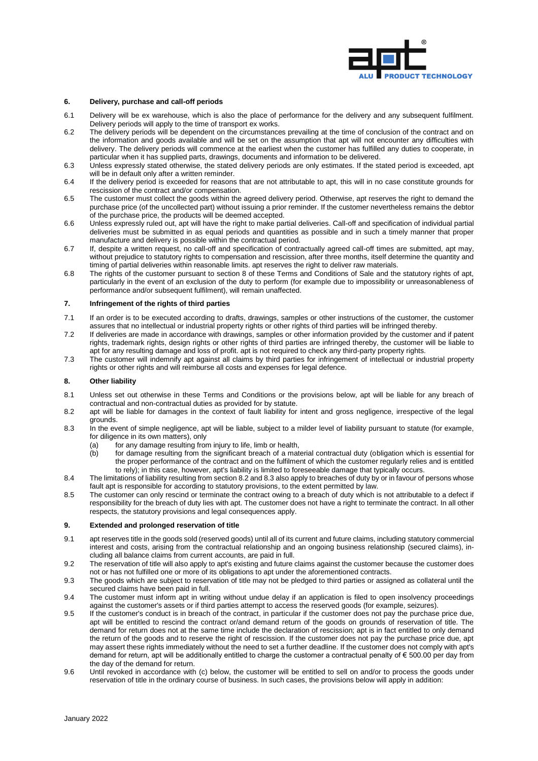## 6. Delivery, purchase and call-off periods

6.1 Delivery will be ex warehouse, which is also the place of performance for the delivery and any subsequent fulfilment. Delivery periods will apply to the time of transport ex works.

6.2 The delivery periods will be dependent on the circumstances prevailing at the time of conclusion of the contract and on the information and goods available and will be set on the assumption that apt will not encounter any difficulties with delivery. The delivery periods will commence at the earliest when the customer has fulfilled any duties to cooperate, in particular when it has supplied parts, drawings, documents and information to be delivered.

6.3 Unless expressly stated otherwise, the stated delivery periods are only estimates. If the stated period is exceeded, apt will be in default only after a written reminder.

6.4 If the delivery period is exceeded for reasons that are not attributable to apt, this will in no case constitute grounds for rescission of the contract and/or compensation.

6.5 The customer must collect the goods within the agreed delivery period. Otherwise, apt reserves the right to demand the purchase price (of the uncollected part) without issuing a prior reminder. If the customer nevertheless remains the debtor of the purchase price, the products will be deemed accepted.

6.6 Unless expressly ruled out, apt will have the right to make partial deliveries. Call-off and specification of individual partial deliveries must be submitted in as equal periods and quantities as possible and in such a timely manner that proper manufacture and delivery is possible within the contractual period.

6.7 If, despite a written request, no call-off and specification of contractually agreed call-off times are submitted, apt may, without prejudice to statutory rights to compensation and rescission, after three months, itself determine the quantity and timing of partial deliveries within reasonable limits. apt reserves the right to deliver raw materials.

6.8 The rights of the customer pursuant to section 8 of these Terms and Conditions of Sale and the statutory rights of apt, particularly in the event of an exclusion of the duty to perform (for example due to impossibility or unreasonableness of performance and/or subsequent fulfilment), will remain unaffected.

## 7. Infringement of the rights of third parties

7.1 If an order is to be executed according to drafts, drawings, samples or other instructions of the customer, the customer assures that no intellectual or industrial property rights or other rights of third parties will be infringed thereby.

7.2 If deliveries are made in accordance with drawings, samples or other information provided by the customer and if patent rights, trademark rights, design rights or other rights of third parties are infringed thereby, the customer will be liable to apt for any resulting damage and loss of profit. apt is not required to check any third-party property rights.

7.3 The customer will indemnify apt against all claims by third parties for infringement of intellectual or industrial property rights or other rights and will reimburse all costs and expenses for legal defence.

## 8. Other liability

8.1 Unless set out otherwise in these Terms and Conditions or the provisions below, apt will be liable for any breach of contractual and non-contractual duties as provided for by statute.

8.2 apt will be liable for damages in the context of fault liability for intent and gross negligence, irrespective of the legal grounds.

8.3 In the event of simple negligence, apt will be liable, subject to a milder level of liability pursuant to statute (for example, for diligence in its own matters), only

(a) for any damage resulting from injury to life, limb or health,

(b) for damage resulting from the significant breach of a material contractual duty (obligation which is essential for the proper performance of the contract and on the fulfilment of which the customer regularly relies and is entitled to rely); in this case, however, apt's liability is limited to foreseeable damage that typically occurs.

8.4 The limitations of liability resulting from section 8.2 and 8.3 also apply to breaches of duty by or in favour of persons whose fault apt is responsible for according to statutory provisions, to the extent permitted by law.

8.5 The customer can only rescind or terminate the contract owing to a breach of duty which is not attributable to a defect if responsibility for the breach of duty lies with apt. The customer does not have a right to terminate the contract. In all other respects, the statutory provisions and legal consequences apply.

## 9. Extended and prolonged reservation of title

9.1 apt reserves title in the goods sold (reserved goods) until all of its current and future claims, including statutory commercial interest and costs, arising from the contractual relationship and an ongoing business relationship (secured claims), including all balance claims from current accounts, are paid in full.

9.2 The reservation of title will also apply to apt's existing and future claims against the customer because the customer does not or has not fulfilled one or more of its obligations to apt under the aforementioned contracts.

9.3 The goods which are subject to reservation of title may not be pledged to third parties or assigned as collateral until the secured claims have been paid in full.

9.4 The customer must inform apt in writing without undue delay if an application is filed to open insolvency proceedings against the customer's assets or if third parties attempt to access the reserved goods (for example, seizures).

9.5 If the customer's conduct is in breach of the contract, in particular if the customer does not pay the purchase price due, apt will be entitled to rescind the contract or/and demand return of the goods on grounds of reservation of title. The demand for return does not at the same time include the declaration of rescission; apt is in fact entitled to only demand the return of the goods and to reserve the right of rescission. If the customer does not pay the purchase price due, apt may assert these rights immediately without the need to set a further deadline. If the customer does not comply with apt's demand for return, apt will be additionally entitled to charge the customer a contractual penalty of € 500.00 per day from the day of the demand for return.

9.6 Until revoked in accordance with (c) below, the customer will be entitled to sell on and/or to process the goods under reservation of title in the ordinary course of business. In such cases, the provisions below will apply in addition: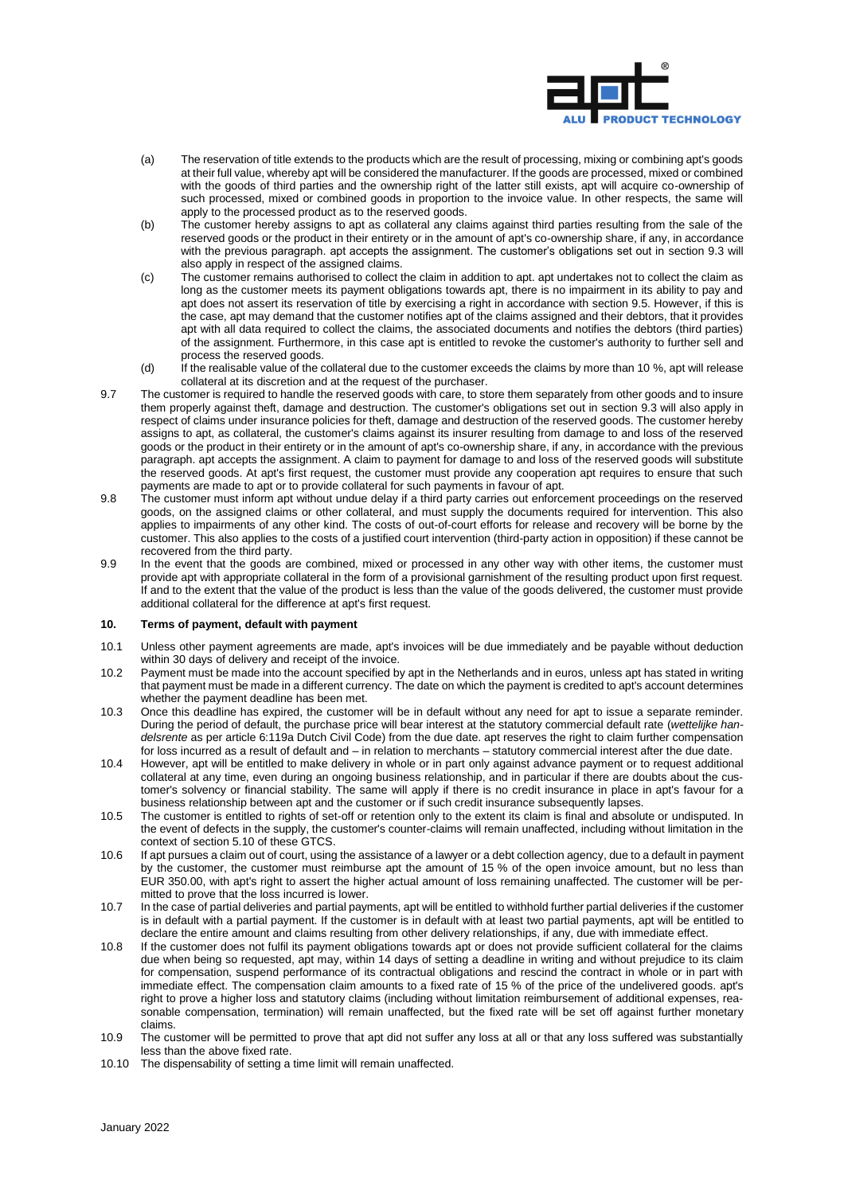(a) The reservation of title extends to the products which are the result of processing, mixing or combining apt's goods at their full value, whereby apt will be considered the manufacturer. If the goods are processed, mixed or combined with the goods of third parties and the ownership right of the latter still exists, apt will acquire co-ownership of such processed, mixed or combined goods in proportion to the invoice value. In other respects, the same will apply to the processed product as to the reserved goods.

(b) The customer hereby assigns to apt as collateral any claims against third parties resulting from the sale of the reserved goods or the product in their entirety or in the amount of apt's co-ownership share, if any, in accordance with the previous paragraph. apt accepts the assignment. The customer's obligations set out in section 9.3 will also apply in respect of the assigned claims.

(c) The customer remains authorised to collect the claim in addition to apt. apt undertakes not to collect the claim as long as the customer meets its payment obligations towards apt, there is no impairment in its ability to pay and apt does not assert its reservation of title by exercising a right in accordance with section 9.5. However, if this is the case, apt may demand that the customer notifies apt of the claims assigned and their debtors, that it provides apt with all data required to collect the claims, the associated documents and notifies the debtors (third parties) of the assignment. Furthermore, in this case apt is entitled to revoke the customer's authority to further sell and process the reserved goods.

(d) If the realisable value of the collateral due to the customer exceeds the claims by more than 10 %, apt will release collateral at its discretion and at the request of the purchaser.

9.7 The customer is required to handle the reserved goods with care, to store them separately from other goods and to insure them properly against theft, damage and destruction. The customer's obligations set out in section 9.3 will also apply in respect of claims under insurance policies for theft, damage and destruction of the reserved goods. The customer hereby assigns to apt, as collateral, the customer's claims against its insurer resulting from damage to and loss of the reserved goods or the product in their entirety or in the amount of apt's co-ownership share, if any, in accordance with the previous paragraph. apt accepts the assignment. A claim to payment for damage to and loss of the reserved goods will substitute the reserved goods. At apt's first request, the customer must provide any cooperation apt requires to ensure that such payments are made to apt or to provide collateral for such payments in favour of apt.

9.8 The customer must inform apt without undue delay if a third party carries out enforcement proceedings on the reserved goods, on the assigned claims or other collateral, and must supply the documents required for intervention. This also applies to impairments of any other kind. The costs of out-of-court efforts for release and recovery will be borne by the customer. This also applies to the costs of a justified court intervention (third-party action in opposition) if these cannot be recovered from the third party.

9.9 In the event that the goods are combined, mixed or processed in any other way with other items, the customer must provide apt with appropriate collateral in the form of a provisional garnishment of the resulting product upon first request. If and to the extent that the value of the product is less than the value of the goods delivered, the customer must provide additional collateral for the difference at apt's first request.

## 10. Terms of payment, default with payment

10.1 Unless other payment agreements are made, apt's invoices will be due immediately and be payable without deduction within 30 days of delivery and receipt of the invoice.

10.2 Payment must be made into the account specified by apt in the Netherlands and in euros, unless apt has stated in writing that payment must be made in a different currency. The date on which the payment is credited to apt's account determines whether the payment deadline has been met.

10.3 Once this deadline has expired, the customer will be in default without any need for apt to issue a separate reminder. During the period of default, the purchase price will bear interest at the statutory commercial default rate (*wettelijke handelsrente* as per article 6:119a Dutch Civil Code) from the due date. apt reserves the right to claim further compensation for loss incurred as a result of default and – in relation to merchants – statutory commercial interest after the due date.

10.4 However, apt will be entitled to make delivery in whole or in part only against advance payment or to request additional collateral at any time, even during an ongoing business relationship, and in particular if there are doubts about the customer's solvency or financial stability. The same will apply if there is no credit insurance in place in apt's favour for a business relationship between apt and the customer or if such credit insurance subsequently lapses.

10.5 The customer is entitled to rights of set-off or retention only to the extent its claim is final and absolute or undisputed. In the event of defects in the supply, the customer's counter-claims will remain unaffected, including without limitation in the context of section 5.10 of these GTCS.

10.6 If apt pursues a claim out of court, using the assistance of a lawyer or a debt collection agency, due to a default in payment by the customer, the customer must reimburse apt the amount of 15 % of the open invoice amount, but no less than EUR 350.00, with apt's right to assert the higher actual amount of loss remaining unaffected. The customer will be permitted to prove that the loss incurred is lower.

10.7 In the case of partial deliveries and partial payments, apt will be entitled to withhold further partial deliveries if the customer is in default with a partial payment. If the customer is in default with at least two partial payments, apt will be entitled to declare the entire amount and claims resulting from other delivery relationships, if any, due with immediate effect.

10.8 If the customer does not fulfil its payment obligations towards apt or does not provide sufficient collateral for the claims due when being so requested, apt may, within 14 days of setting a deadline in writing and without prejudice to its claim for compensation, suspend performance of its contractual obligations and rescind the contract in whole or in part with immediate effect. The compensation claim amounts to a fixed rate of 15 % of the price of the undelivered goods. apt's right to prove a higher loss and statutory claims (including without limitation reimbursement of additional expenses, reasonable compensation, termination) will remain unaffected, but the fixed rate will be set off against further monetary claims.

10.9 The customer will be permitted to prove that apt did not suffer any loss at all or that any loss suffered was substantially less than the above fixed rate.

10.10 The dispensability of setting a time limit will remain unaffected.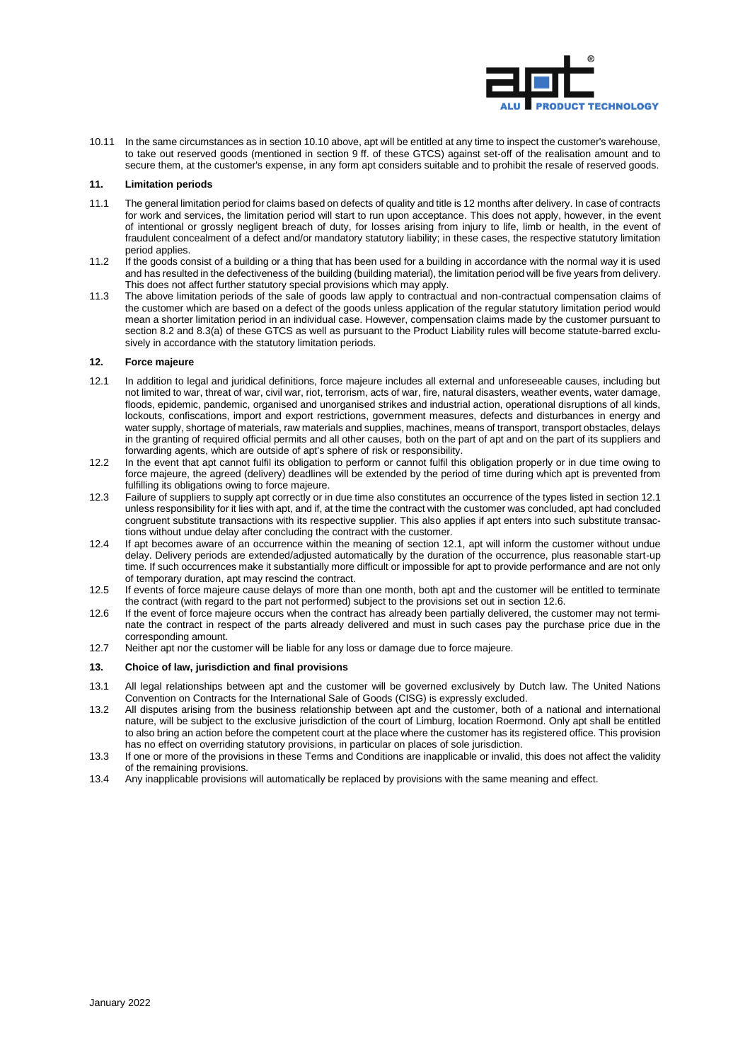10.11 In the same circumstances as in section 10.10 above, apt will be entitled at any time to inspect the customer's warehouse, to take out reserved goods (mentioned in section 9 ff. of these GTCS) against set-off of the realisation amount and to secure them, at the customer's expense, in any form apt considers suitable and to prohibit the resale of reserved goods.

## 11. Limitation periods

The general limitation period for claims based on defects of quality and title is 12 months after delivery. In case of contracts for work and services, the limitation period will start to run upon acceptance. This does not apply, however, in the event of intentional or grossly negligent breach of duty, for losses arising from injury to life, limb or health, in the event of fraudulent concealment of a defect and/or mandatory statutory liability; in these cases, the respective statutory limitation period applies.

11.1 If the goods consist of a building or a thing that has been used for a building in accordance with the normal way it is used and has resulted in the defectiveness of the building (building material), the limitation period will be five years from delivery. This does not affect further statutory special provisions which may apply.

11.2 The above limitation periods of the sale of goods law apply to contractual and non-contractual compensation claims of the customer which are based on a defect of the goods unless application of the regular statutory limitation period would mean a shorter limitation period in an individual case. However, compensation claims made by the customer pursuant to section 8.2 and 8.3(a) of these GTCS as well as pursuant to the Product Liability rules will become statute-barred exclusively in accordance with the statutory limitation periods.

## 12. Force majeure

12.1 In addition to legal and juridical definitions, force majeure includes all external and unforeseeable causes, including but not limited to war, threat of war, civil war, riot, terrorism, acts of war, fire, natural disasters, weather events, water damage, floods, epidemic, pandemic, organised and unorganised strikes and industrial action, operational disruptions of all kinds, lockouts, confiscations, import and export restrictions, government measures, defects and disturbances in energy and water supply, shortage of materials, raw materials and supplies, machines, means of transport, transport obstacles, delays in the granting of required official permits and all other causes, both on the part of apt and on the part of its suppliers and forwarding agents, which are outside of apt's sphere of risk or responsibility.

12.2 In the event that apt cannot fulfil its obligation to perform or cannot fulfil this obligation properly or in due time owing to force majeure, the agreed (delivery) deadlines will be extended by the period of time during which apt is prevented from fulfilling its obligations owing to force majeure.

12.3 Failure of suppliers to supply apt correctly or in due time also constitutes an occurrence of the types listed in section 12.1 unless responsibility for it lies with apt, and if, at the time the contract with the customer was concluded, apt had concluded congruent substitute transactions with its respective supplier. This also applies if apt enters into such substitute transactions without undue delay after concluding the contract with the customer.

12.4 If apt becomes aware of an occurrence within the meaning of section 12.1, apt will inform the customer without undue delay. Delivery periods are extended/adjusted automatically by the duration of the occurrence, plus reasonable start-up time. If such occurrences make it substantially more difficult or impossible for apt to provide performance and are not only of temporary duration, apt may rescind the contract.

12.5 If events of force majeure cause delays of more than one month, both apt and the customer will be entitled to terminate the contract (with regard to the part not performed) subject to the provisions set out in section 12.6.

12.6 If the event of force majeure occurs when the contract has already been partially delivered, the customer may not terminate the contract in respect of the parts already delivered and must in such cases pay the purchase price due in the corresponding amount.

12.7 Neither apt nor the customer will be liable for any loss or damage due to force majeure.

## 13. Choice of law, jurisdiction and final provisions

13.1 All legal relationships between apt and the customer will be governed exclusively by Dutch law. The United Nations Convention on Contracts for the International Sale of Goods (CISG) is expressly excluded.

13.2 All disputes arising from the business relationship between apt and the customer, both of a national and international nature, will be subject to the exclusive jurisdiction of the court of Limburg, location Roermond. Only apt shall be entitled to also bring an action before the competent court at the place where the customer has its registered office. This provision has no effect on overriding statutory provisions, in particular on places of sole jurisdiction.

13.3 If one or more of the provisions in these Terms and Conditions are inapplicable or invalid, this does not affect the validity of the remaining provisions.

13.4 Any inapplicable provisions will automatically be replaced by provisions with the same meaning and effect.

January 2022